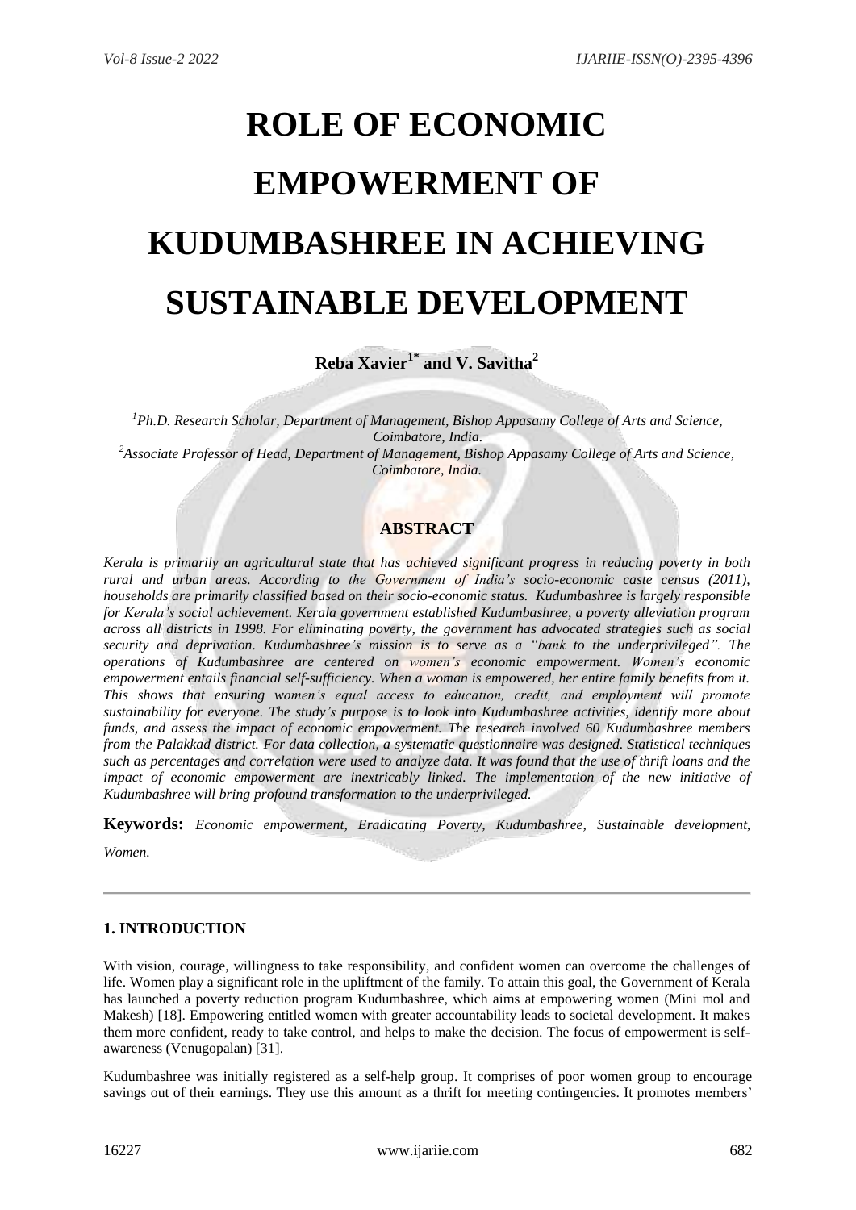# ROLE OF ECONOMIC EMPOWERMENT OF KUDUMBASHREE IN ACHIEVING SUSTAINABLE DEVELOPMENT

**Reba Xavier[1*] and V. Savitha[2]**

*[1]Ph.D. Research Scholar, Department of Management, Bishop Appasamy College of Arts and Science, Coimbatore, India.*
*[2]Associate Professor of Head, Department of Management, Bishop Appasamy College of Arts and Science, Coimbatore, India.*

## ABSTRACT

*Kerala is primarily an agricultural state that has achieved significant progress in reducing poverty in both rural and urban areas. According to the Government of India's socio-economic caste census (2011), households are primarily classified based on their socio-economic status. Kudumbashree is largely responsible for Kerala's social achievement. Kerala government established Kudumbashree, a poverty alleviation program across all districts in 1998. For eliminating poverty, the government has advocated strategies such as social security and deprivation. Kudumbashree's mission is to serve as a "bank to the underprivileged". The operations of Kudumbashree are centered on women's economic empowerment. Women's economic empowerment entails financial self-sufficiency. When a woman is empowered, her entire family benefits from it. This shows that ensuring women's equal access to education, credit, and employment will promote sustainability for everyone. The study's purpose is to look into Kudumbashree activities, identify more about funds, and assess the impact of economic empowerment. The research involved 60 Kudumbashree members from the Palakkad district. For data collection, a systematic questionnaire was designed. Statistical techniques such as percentages and correlation were used to analyze data. It was found that the use of thrift loans and the impact of economic empowerment are inextricably linked. The implementation of the new initiative of Kudumbashree will bring profound transformation to the underprivileged.*

**Keywords:** *Economic empowerment, Eradicating Poverty, Kudumbashree, Sustainable development, Women.*

---

### 1. INTRODUCTION

With vision, courage, willingness to take responsibility, and confident women can overcome the challenges of life. Women play a significant role in the upliftment of the family. To attain this goal, the Government of Kerala has launched a poverty reduction program Kudumbashree, which aims at empowering women (Mini mol and Makesh) [18]. Empowering entitled women with greater accountability leads to societal development. It makes them more confident, ready to take control, and helps to make the decision. The focus of empowerment is self-awareness (Venugopalan) [31].

Kudumbashree was initially registered as a self-help group. It comprises of poor women group to encourage savings out of their earnings. They use this amount as a thrift for meeting contingencies. It promotes members'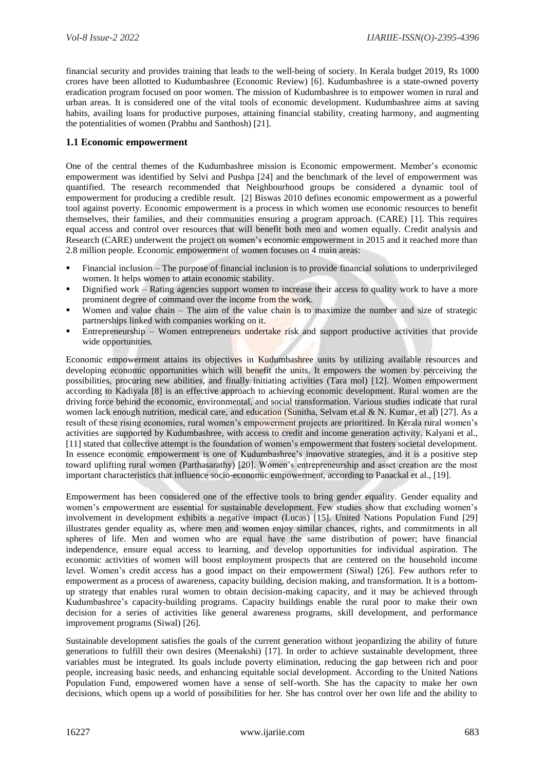financial security and provides training that leads to the well-being of society. In Kerala budget 2019, Rs 1000 crores have been allotted to Kudumbashree (Economic Review) [6]. Kudumbashree is a state-owned poverty eradication program focused on poor women. The mission of Kudumbashree is to empower women in rural and urban areas. It is considered one of the vital tools of economic development. Kudumbashree aims at saving habits, availing loans for productive purposes, attaining financial stability, creating harmony, and augmenting the potentialities of women (Prabhu and Santhosh) [21].

## 1.1 Economic empowerment

One of the central themes of the Kudumbashree mission is Economic empowerment. Member's economic empowerment was identified by Selvi and Pushpa [24] and the benchmark of the level of empowerment was quantified. The research recommended that Neighbourhood groups be considered a dynamic tool of empowerment for producing a credible result. [2] Biswas 2010 defines economic empowerment as a powerful tool against poverty. Economic empowerment is a process in which women use economic resources to benefit themselves, their families, and their communities ensuring a program approach. (CARE) [1]. This requires equal access and control over resources that will benefit both men and women equally. Credit analysis and Research (CARE) underwent the project on women's economic empowerment in 2015 and it reached more than 2.8 million people. Economic empowerment of women focuses on 4 main areas:

- Financial inclusion – The purpose of financial inclusion is to provide financial solutions to underprivileged women. It helps women to attain economic stability.
- Dignified work – Rating agencies support women to increase their access to quality work to have a more prominent degree of command over the income from the work.
- Women and value chain – The aim of the value chain is to maximize the number and size of strategic partnerships linked with companies working on it.
- Entrepreneurship – Women entrepreneurs undertake risk and support productive activities that provide wide opportunities.

Economic empowerment attains its objectives in Kudumbashree units by utilizing available resources and developing economic opportunities which will benefit the units. It empowers the women by perceiving the possibilities, procuring new abilities, and finally initiating activities (Tara mol) [12]. Women empowerment according to Kadiyala [8] is an effective approach to achieving economic development. Rural women are the driving force behind the economic, environmental, and social transformation. Various studies indicate that rural women lack enough nutrition, medical care, and education (Sunitha, Selvam et.al & N. Kumar, et al) [27]. As a result of these rising economies, rural women's empowerment projects are prioritized. In Kerala rural women's activities are supported by Kudumbashree, with access to credit and income generation activity. Kalyani et al., [11] stated that collective attempt is the foundation of women's empowerment that fosters societal development. In essence economic empowerment is one of Kudumbashree's innovative strategies, and it is a positive step toward uplifting rural women (Parthasarathy) [20]. Women's entrepreneurship and asset creation are the most important characteristics that influence socio-economic empowerment, according to Panackal et al., [19].

Empowerment has been considered one of the effective tools to bring gender equality. Gender equality and women's empowerment are essential for sustainable development. Few studies show that excluding women's involvement in development exhibits a negative impact (Lucas) [15]. United Nations Population Fund [29] illustrates gender equality as, where men and women enjoy similar chances, rights, and commitments in all spheres of life. Men and women who are equal have the same distribution of power; have financial independence, ensure equal access to learning, and develop opportunities for individual aspiration. The economic activities of women will boost employment prospects that are centered on the household income level. Women's credit access has a good impact on their empowerment (Siwal) [26]. Few authors refer to empowerment as a process of awareness, capacity building, decision making, and transformation. It is a bottom-up strategy that enables rural women to obtain decision-making capacity, and it may be achieved through Kudumbashree's capacity-building programs. Capacity buildings enable the rural poor to make their own decision for a series of activities like general awareness programs, skill development, and performance improvement programs (Siwal) [26].

Sustainable development satisfies the goals of the current generation without jeopardizing the ability of future generations to fulfill their own desires (Meenakshi) [17]. In order to achieve sustainable development, three variables must be integrated. Its goals include poverty elimination, reducing the gap between rich and poor people, increasing basic needs, and enhancing equitable social development. According to the United Nations Population Fund, empowered women have a sense of self-worth. She has the capacity to make her own decisions, which opens up a world of possibilities for her. She has control over her own life and the ability to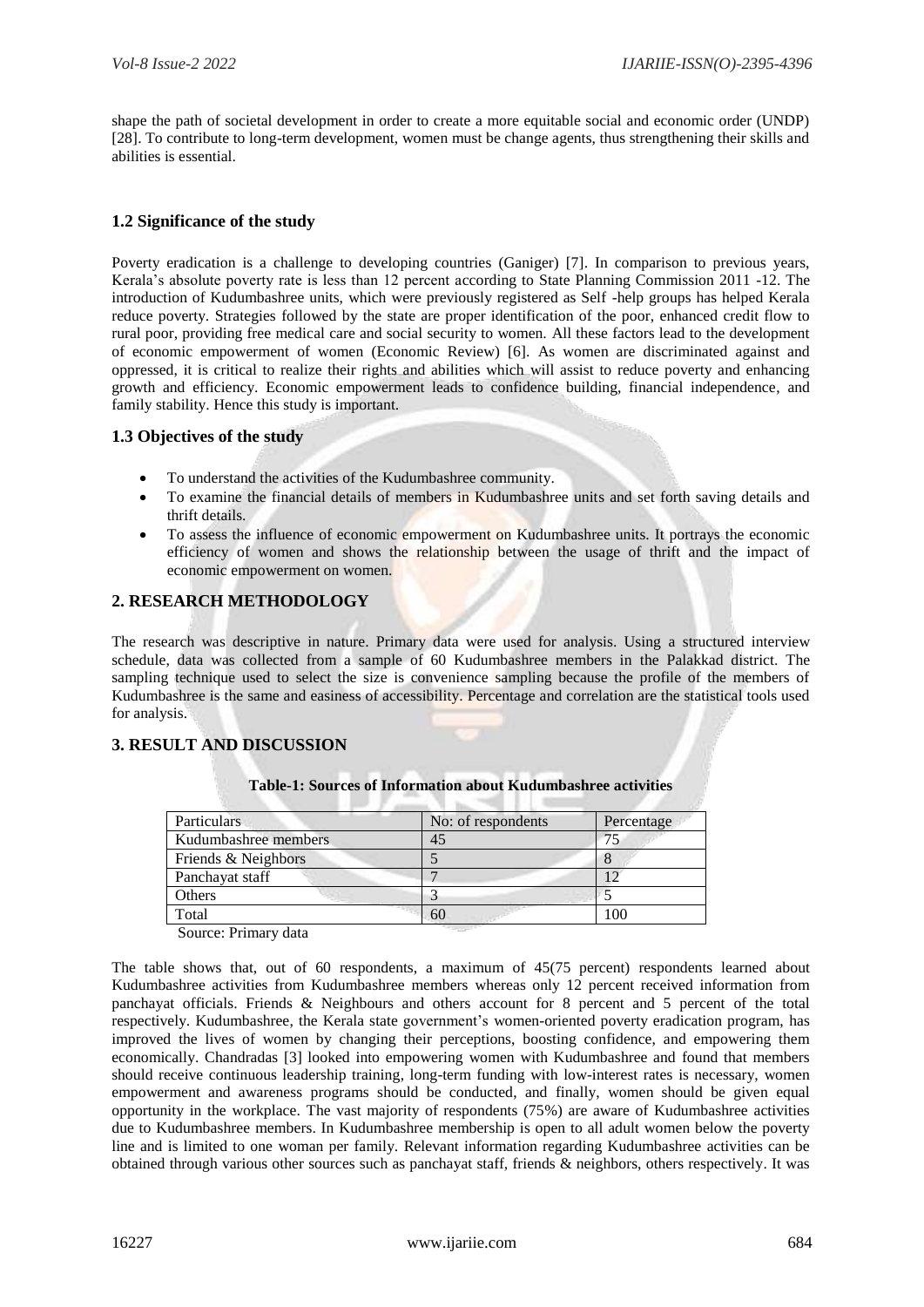shape the path of societal development in order to create a more equitable social and economic order (UNDP) [28]. To contribute to long-term development, women must be change agents, thus strengthening their skills and abilities is essential.

### 1.2 Significance of the study

Poverty eradication is a challenge to developing countries (Ganiger) [7]. In comparison to previous years, Kerala's absolute poverty rate is less than 12 percent according to State Planning Commission 2011 -12. The introduction of Kudumbashree units, which were previously registered as Self -help groups has helped Kerala reduce poverty. Strategies followed by the state are proper identification of the poor, enhanced credit flow to rural poor, providing free medical care and social security to women. All these factors lead to the development of economic empowerment of women (Economic Review) [6]. As women are discriminated against and oppressed, it is critical to realize their rights and abilities which will assist to reduce poverty and enhancing growth and efficiency. Economic empowerment leads to confidence building, financial independence, and family stability. Hence this study is important.

### 1.3 Objectives of the study

- To understand the activities of the Kudumbashree community.
- To examine the financial details of members in Kudumbashree units and set forth saving details and thrift details.
- To assess the influence of economic empowerment on Kudumbashree units. It portrays the economic efficiency of women and shows the relationship between the usage of thrift and the impact of economic empowerment on women.

## 2. RESEARCH METHODOLOGY

The research was descriptive in nature. Primary data were used for analysis. Using a structured interview schedule, data was collected from a sample of 60 Kudumbashree members in the Palakkad district. The sampling technique used to select the size is convenience sampling because the profile of the members of Kudumbashree is the same and easiness of accessibility. Percentage and correlation are the statistical tools used for analysis.

## 3. RESULT AND DISCUSSION

**Table-1: Sources of Information about Kudumbashree activities**

| Particulars | No: of respondents | Percentage |
|---|---|---|
| Kudumbashree members | 45 | 75 |
| Friends & Neighbors | 5 | 8 |
| Panchayat staff | 7 | 12 |
| Others | 3 | 5 |
| Total | 60 | 100 |

Source: Primary data

The table shows that, out of 60 respondents, a maximum of 45(75 percent) respondents learned about Kudumbashree activities from Kudumbashree members whereas only 12 percent received information from panchayat officials. Friends & Neighbours and others account for 8 percent and 5 percent of the total respectively. Kudumbashree, the Kerala state government's women-oriented poverty eradication program, has improved the lives of women by changing their perceptions, boosting confidence, and empowering them economically. Chandradas [3] looked into empowering women with Kudumbashree and found that members should receive continuous leadership training, long-term funding with low-interest rates is necessary, women empowerment and awareness programs should be conducted, and finally, women should be given equal opportunity in the workplace. The vast majority of respondents (75%) are aware of Kudumbashree activities due to Kudumbashree members. In Kudumbashree membership is open to all adult women below the poverty line and is limited to one woman per family. Relevant information regarding Kudumbashree activities can be obtained through various other sources such as panchayat staff, friends & neighbors, others respectively. It was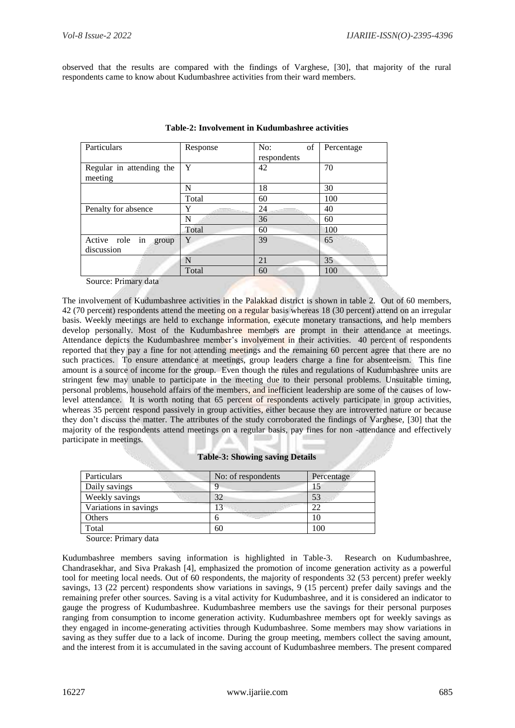observed that the results are compared with the findings of Varghese, [30], that majority of the rural respondents came to know about Kudumbashree activities from their ward members.

**Table-2: Involvement in Kudumbashree activities**

| Particulars | Response | No: of respondents | Percentage |
|---|---|---|---|
| Regular in attending the meeting | Y | 42 | 70 |
| | N | 18 | 30 |
| | Total | 60 | 100 |
| Penalty for absence | Y | 24 | 40 |
| | N | 36 | 60 |
| | Total | 60 | 100 |
| Active role in group discussion | Y | 39 | 65 |
| | N | 21 | 35 |
| | Total | 60 | 100 |

Source: Primary data

The involvement of Kudumbashree activities in the Palakkad district is shown in table 2. Out of 60 members, 42 (70 percent) respondents attend the meeting on a regular basis whereas 18 (30 percent) attend on an irregular basis. Weekly meetings are held to exchange information, execute monetary transactions, and help members develop personally. Most of the Kudumbashree members are prompt in their attendance at meetings. Attendance depicts the Kudumbashree member's involvement in their activities. 40 percent of respondents reported that they pay a fine for not attending meetings and the remaining 60 percent agree that there are no such practices. To ensure attendance at meetings, group leaders charge a fine for absenteeism. This fine amount is a source of income for the group. Even though the rules and regulations of Kudumbashree units are stringent few may unable to participate in the meeting due to their personal problems. Unsuitable timing, personal problems, household affairs of the members, and inefficient leadership are some of the causes of low-level attendance. It is worth noting that 65 percent of respondents actively participate in group activities, whereas 35 percent respond passively in group activities, either because they are introverted nature or because they don't discuss the matter. The attributes of the study corroborated the findings of Varghese, [30] that the majority of the respondents attend meetings on a regular basis, pay fines for non -attendance and effectively participate in meetings.

**Table-3: Showing saving Details**

| Particulars | No: of respondents | Percentage |
|---|---|---|
| Daily savings | 9 | 15 |
| Weekly savings | 32 | 53 |
| Variations in savings | 13 | 22 |
| Others | 6 | 10 |
| Total | 60 | 100 |

Source: Primary data

Kudumbashree members saving information is highlighted in Table-3. Research on Kudumbashree, Chandrasekhar, and Siva Prakash [4], emphasized the promotion of income generation activity as a powerful tool for meeting local needs. Out of 60 respondents, the majority of respondents 32 (53 percent) prefer weekly savings, 13 (22 percent) respondents show variations in savings, 9 (15 percent) prefer daily savings and the remaining prefer other sources. Saving is a vital activity for Kudumbashree, and it is considered an indicator to gauge the progress of Kudumbashree. Kudumbashree members use the savings for their personal purposes ranging from consumption to income generation activity. Kudumbashree members opt for weekly savings as they engaged in income-generating activities through Kudumbashree. Some members may show variations in saving as they suffer due to a lack of income. During the group meeting, members collect the saving amount, and the interest from it is accumulated in the saving account of Kudumbashree members. The present compared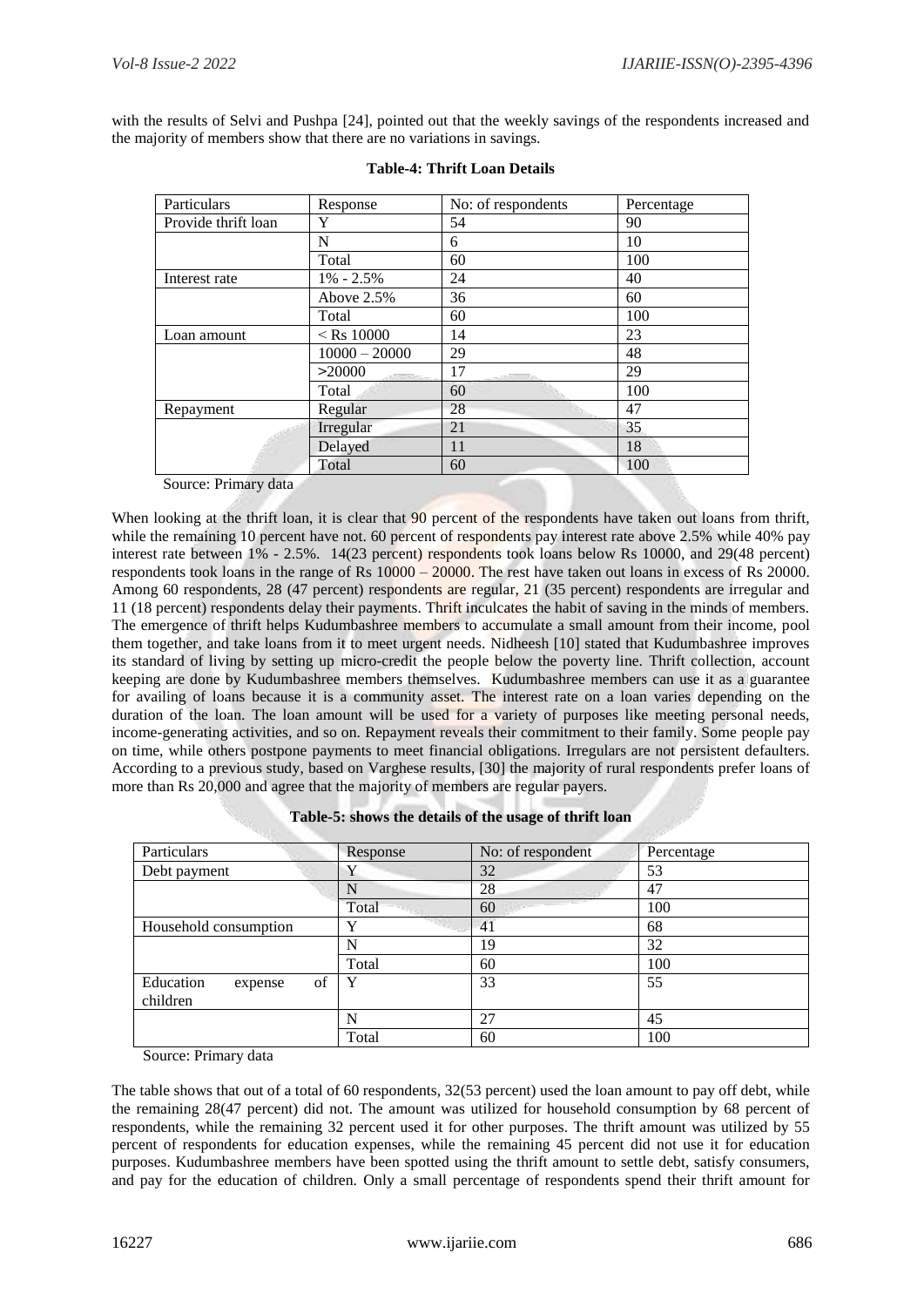with the results of Selvi and Pushpa [24], pointed out that the weekly savings of the respondents increased and the majority of members show that there are no variations in savings.

**Table-4: Thrift Loan Details**

| Particulars | Response | No: of respondents | Percentage |
|---|---|---|---|
| Provide thrift loan | Y | 54 | 90 |
| | N | 6 | 10 |
| | Total | 60 | 100 |
| Interest rate | 1% - 2.5% | 24 | 40 |
| | Above 2.5% | 36 | 60 |
| | Total | 60 | 100 |
| Loan amount | < Rs 10000 | 14 | 23 |
| | 10000 – 20000 | 29 | 48 |
| | >20000 | 17 | 29 |
| | Total | 60 | 100 |
| Repayment | Regular | 28 | 47 |
| | Irregular | 21 | 35 |
| | Delayed | 11 | 18 |
| | Total | 60 | 100 |

Source: Primary data

When looking at the thrift loan, it is clear that 90 percent of the respondents have taken out loans from thrift, while the remaining 10 percent have not. 60 percent of respondents pay interest rate above 2.5% while 40% pay interest rate between 1% - 2.5%. 14(23 percent) respondents took loans below Rs 10000, and 29(48 percent) respondents took loans in the range of Rs 10000 – 20000. The rest have taken out loans in excess of Rs 20000. Among 60 respondents, 28 (47 percent) respondents are regular, 21 (35 percent) respondents are irregular and 11 (18 percent) respondents delay their payments. Thrift inculcates the habit of saving in the minds of members. The emergence of thrift helps Kudumbashree members to accumulate a small amount from their income, pool them together, and take loans from it to meet urgent needs. Nidheesh [10] stated that Kudumbashree improves its standard of living by setting up micro-credit the people below the poverty line. Thrift collection, account keeping are done by Kudumbashree members themselves. Kudumbashree members can use it as a guarantee for availing of loans because it is a community asset. The interest rate on a loan varies depending on the duration of the loan. The loan amount will be used for a variety of purposes like meeting personal needs, income-generating activities, and so on. Repayment reveals their commitment to their family. Some people pay on time, while others postpone payments to meet financial obligations. Irregulars are not persistent defaulters. According to a previous study, based on Varghese results, [30] the majority of rural respondents prefer loans of more than Rs 20,000 and agree that the majority of members are regular payers.

**Table-5: shows the details of the usage of thrift loan**

| Particulars | Response | No: of respondent | Percentage |
|---|---|---|---|
| Debt payment | Y | 32 | 53 |
| | N | 28 | 47 |
| | Total | 60 | 100 |
| Household consumption | Y | 41 | 68 |
| | N | 19 | 32 |
| | Total | 60 | 100 |
| Education expense of children | Y | 33 | 55 |
| | N | 27 | 45 |
| | Total | 60 | 100 |

Source: Primary data

The table shows that out of a total of 60 respondents, 32(53 percent) used the loan amount to pay off debt, while the remaining 28(47 percent) did not. The amount was utilized for household consumption by 68 percent of respondents, while the remaining 32 percent used it for other purposes. The thrift amount was utilized by 55 percent of respondents for education expenses, while the remaining 45 percent did not use it for education purposes. Kudumbashree members have been spotted using the thrift amount to settle debt, satisfy consumers, and pay for the education of children. Only a small percentage of respondents spend their thrift amount for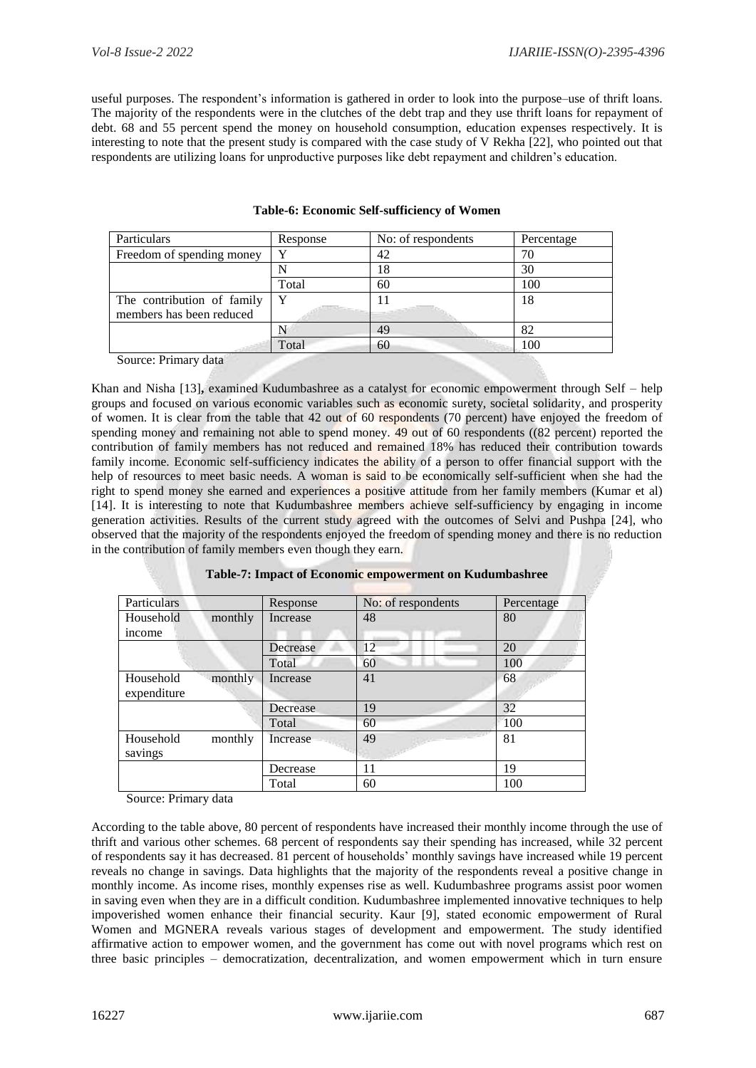useful purposes. The respondent's information is gathered in order to look into the purpose–use of thrift loans. The majority of the respondents were in the clutches of the debt trap and they use thrift loans for repayment of debt. 68 and 55 percent spend the money on household consumption, education expenses respectively. It is interesting to note that the present study is compared with the case study of V Rekha [22], who pointed out that respondents are utilizing loans for unproductive purposes like debt repayment and children's education.

**Table-6: Economic Self-sufficiency of Women**

| Particulars | Response | No: of respondents | Percentage |
|---|---|---|---|
| Freedom of spending money | Y | 42 | 70 |
| | N | 18 | 30 |
| | Total | 60 | 100 |
| The contribution of family members has been reduced | Y | 11 | 18 |
| | N | 49 | 82 |
| | Total | 60 | 100 |

Source: Primary data

Khan and Nisha [13], examined Kudumbashree as a catalyst for economic empowerment through Self – help groups and focused on various economic variables such as economic surety, societal solidarity, and prosperity of women. It is clear from the table that 42 out of 60 respondents (70 percent) have enjoyed the freedom of spending money and remaining not able to spend money. 49 out of 60 respondents ((82 percent) reported the contribution of family members has not reduced and remained 18% has reduced their contribution towards family income. Economic self-sufficiency indicates the ability of a person to offer financial support with the help of resources to meet basic needs. A woman is said to be economically self-sufficient when she had the right to spend money she earned and experiences a positive attitude from her family members (Kumar et al) [14]. It is interesting to note that Kudumbashree members achieve self-sufficiency by engaging in income generation activities. Results of the current study agreed with the outcomes of Selvi and Pushpa [24], who observed that the majority of the respondents enjoyed the freedom of spending money and there is no reduction in the contribution of family members even though they earn.

**Table-7: Impact of Economic empowerment on Kudumbashree**

| Particulars | Response | No: of respondents | Percentage |
|---|---|---|---|
| Household monthly income | Increase | 48 | 80 |
| | Decrease | 12 | 20 |
| | Total | 60 | 100 |
| Household monthly expenditure | Increase | 41 | 68 |
| | Decrease | 19 | 32 |
| | Total | 60 | 100 |
| Household monthly savings | Increase | 49 | 81 |
| | Decrease | 11 | 19 |
| | Total | 60 | 100 |

Source: Primary data

According to the table above, 80 percent of respondents have increased their monthly income through the use of thrift and various other schemes. 68 percent of respondents say their spending has increased, while 32 percent of respondents say it has decreased. 81 percent of households' monthly savings have increased while 19 percent reveals no change in savings. Data highlights that the majority of the respondents reveal a positive change in monthly income. As income rises, monthly expenses rise as well. Kudumbashree programs assist poor women in saving even when they are in a difficult condition. Kudumbashree implemented innovative techniques to help impoverished women enhance their financial security. Kaur [9], stated economic empowerment of Rural Women and MGNERA reveals various stages of development and empowerment. The study identified affirmative action to empower women, and the government has come out with novel programs which rest on three basic principles – democratization, decentralization, and women empowerment which in turn ensure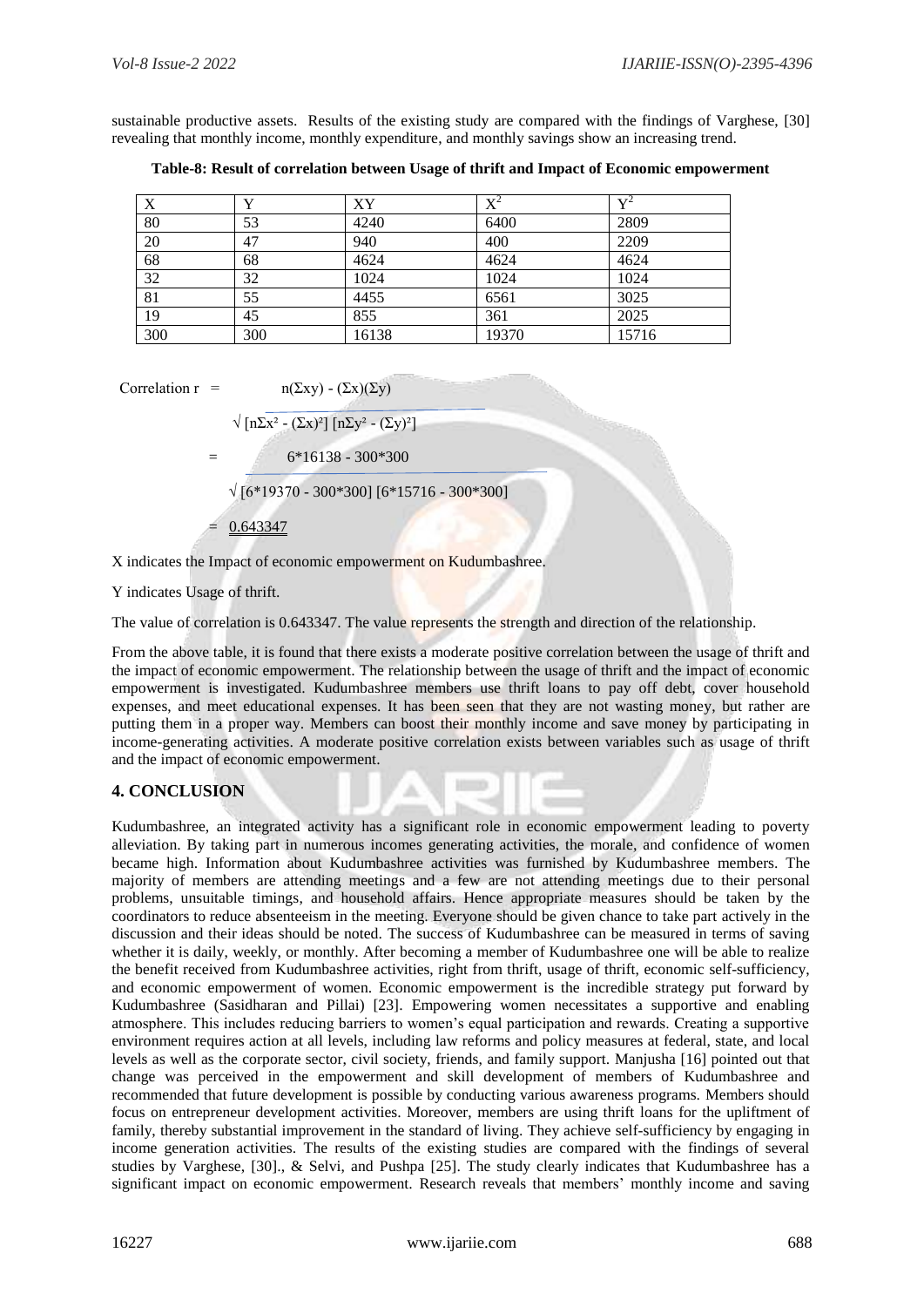sustainable productive assets. Results of the existing study are compared with the findings of Varghese, [30] revealing that monthly income, monthly expenditure, and monthly savings show an increasing trend.

**Table-8: Result of correlation between Usage of thrift and Impact of Economic empowerment**

| X | Y | XY | $X^2$ | $Y^2$ |
|---|---|---|---|---|
| 80 | 53 | 4240 | 6400 | 2809 |
| 20 | 47 | 940 | 400 | 2209 |
| 68 | 68 | 4624 | 4624 | 4624 |
| 32 | 32 | 1024 | 1024 | 1024 |
| 81 | 55 | 4455 | 6561 | 3025 |
| 19 | 45 | 855 | 361 | 2025 |
| 300 | 300 | 16138 | 19370 | 15716 |

$$\text{Correlation } r = \frac{n(\Sigma xy) - (\Sigma x)(\Sigma y)}{\sqrt{[n\Sigma x^2 - (\Sigma x)^2][n\Sigma y^2 - (\Sigma y)^2]}}$$

$$= \frac{6*16138 - 300*300}{\sqrt{[6*19370 - 300*300][6*15716 - 300*300]}}$$

$$= \underline{0.643347}$$

X indicates the Impact of economic empowerment on Kudumbashree.

Y indicates Usage of thrift.

The value of correlation is 0.643347. The value represents the strength and direction of the relationship.

From the above table, it is found that there exists a moderate positive correlation between the usage of thrift and the impact of economic empowerment. The relationship between the usage of thrift and the impact of economic empowerment is investigated. Kudumbashree members use thrift loans to pay off debt, cover household expenses, and meet educational expenses. It has been seen that they are not wasting money, but rather are putting them in a proper way. Members can boost their monthly income and save money by participating in income-generating activities. A moderate positive correlation exists between variables such as usage of thrift and the impact of economic empowerment.

## 4. CONCLUSION

Kudumbashree, an integrated activity has a significant role in economic empowerment leading to poverty alleviation. By taking part in numerous incomes generating activities, the morale, and confidence of women became high. Information about Kudumbashree activities was furnished by Kudumbashree members. The majority of members are attending meetings and a few are not attending meetings due to their personal problems, unsuitable timings, and household affairs. Hence appropriate measures should be taken by the coordinators to reduce absenteeism in the meeting. Everyone should be given chance to take part actively in the discussion and their ideas should be noted. The success of Kudumbashree can be measured in terms of saving whether it is daily, weekly, or monthly. After becoming a member of Kudumbashree one will be able to realize the benefit received from Kudumbashree activities, right from thrift, usage of thrift, economic self-sufficiency, and economic empowerment of women. Economic empowerment is the incredible strategy put forward by Kudumbashree (Sasidharan and Pillai) [23]. Empowering women necessitates a supportive and enabling atmosphere. This includes reducing barriers to women's equal participation and rewards. Creating a supportive environment requires action at all levels, including law reforms and policy measures at federal, state, and local levels as well as the corporate sector, civil society, friends, and family support. Manjusha [16] pointed out that change was perceived in the empowerment and skill development of members of Kudumbashree and recommended that future development is possible by conducting various awareness programs. Members should focus on entrepreneur development activities. Moreover, members are using thrift loans for the upliftment of family, thereby substantial improvement in the standard of living. They achieve self-sufficiency by engaging in income generation activities. The results of the existing studies are compared with the findings of several studies by Varghese, [30]., & Selvi, and Pushpa [25]. The study clearly indicates that Kudumbashree has a significant impact on economic empowerment. Research reveals that members' monthly income and saving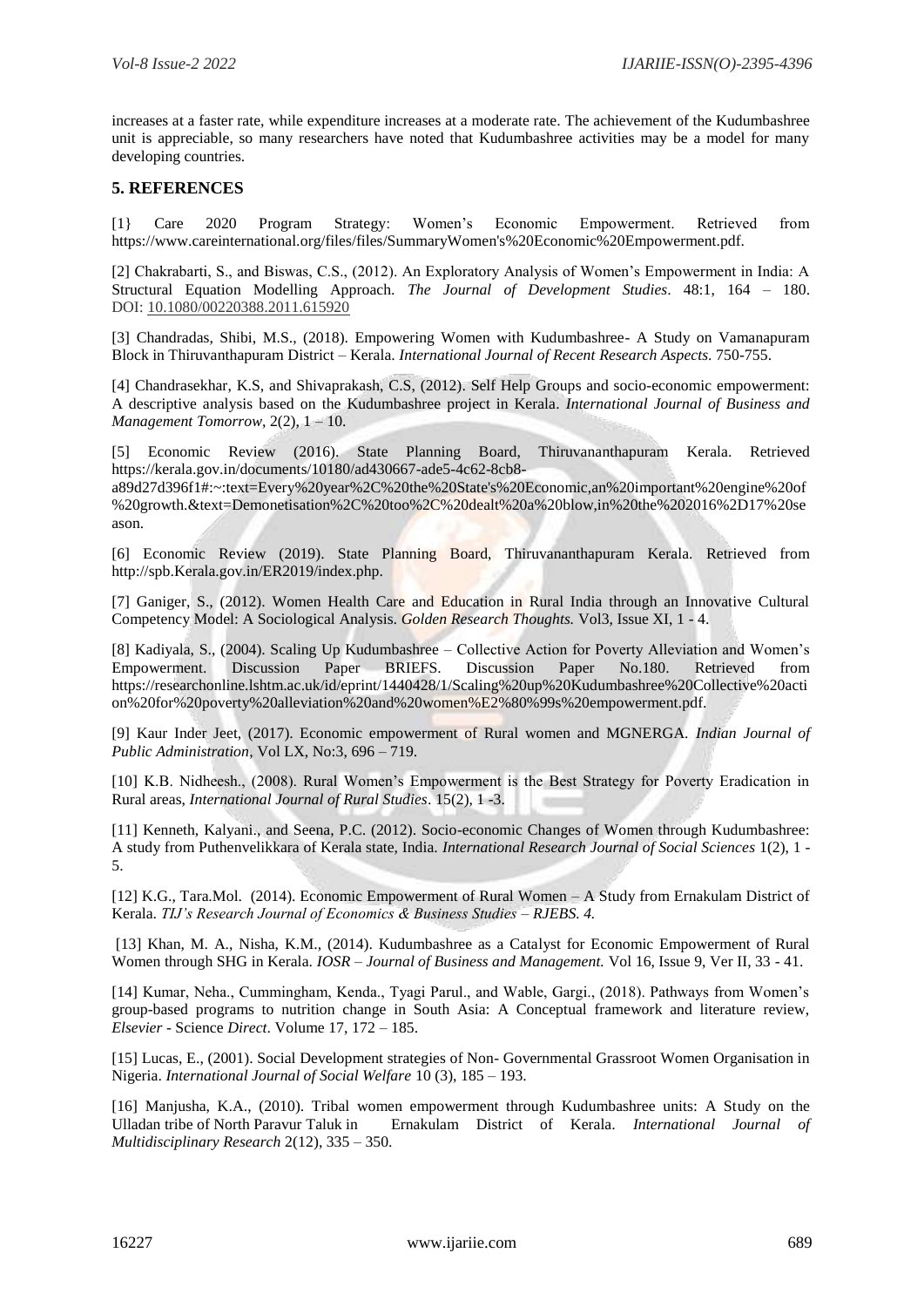increases at a faster rate, while expenditure increases at a moderate rate. The achievement of the Kudumbashree unit is appreciable, so many researchers have noted that Kudumbashree activities may be a model for many developing countries.

## 5. REFERENCES

[1} Care 2020 Program Strategy: Women's Economic Empowerment. Retrieved from https://www.careinternational.org/files/files/SummaryWomen's%20Economic%20Empowerment.pdf.

[2] Chakrabarti, S., and Biswas, C.S., (2012). An Exploratory Analysis of Women's Empowerment in India: A Structural Equation Modelling Approach. *The Journal of Development Studies*. 48:1, 164 – 180. DOI: 10.1080/00220388.2011.615920

[3] Chandradas, Shibi, M.S., (2018). Empowering Women with Kudumbashree- A Study on Vamanapuram Block in Thiruvanthapuram District – Kerala. *International Journal of Recent Research Aspects*. 750-755.

[4] Chandrasekhar, K.S, and Shivaprakash, C.S, (2012). Self Help Groups and socio-economic empowerment: A descriptive analysis based on the Kudumbashree project in Kerala. *International Journal of Business and Management Tomorrow*, 2(2), 1 – 10.

[5] Economic Review (2016). State Planning Board, Thiruvananthapuram Kerala. Retrieved https://kerala.gov.in/documents/10180/ad430667-ade5-4c62-8cb8-a89d27d396f1#:~:text=Every%20year%2C%20the%20State's%20Economic,an%20important%20engine%20of%20growth.&text=Demonetisation%2C%20too%2C%20dealt%20a%20blow,in%20the%202016%2D17%20season.

[6] Economic Review (2019). State Planning Board, Thiruvananthapuram Kerala. Retrieved from http://spb.Kerala.gov.in/ER2019/index.php.

[7] Ganiger, S., (2012). Women Health Care and Education in Rural India through an Innovative Cultural Competency Model: A Sociological Analysis. *Golden Research Thoughts.* Vol3, Issue XI, 1 - 4.

[8] Kadiyala, S., (2004). Scaling Up Kudumbashree – Collective Action for Poverty Alleviation and Women's Empowerment. Discussion Paper BRIEFS. Discussion Paper No.180. Retrieved from https://researchonline.lshtm.ac.uk/id/eprint/1440428/1/Scaling%20up%20Kudumbashree%20Collective%20action%20for%20poverty%20alleviation%20and%20women%E2%80%99s%20empowerment.pdf.

[9] Kaur Inder Jeet, (2017). Economic empowerment of Rural women and MGNERGA. *Indian Journal of Public Administration*, Vol LX, No:3, 696 – 719.

[10] K.B. Nidheesh., (2008). Rural Women's Empowerment is the Best Strategy for Poverty Eradication in Rural areas, *International Journal of Rural Studies*. 15(2), 1 -3.

[11] Kenneth, Kalyani., and Seena, P.C. (2012). Socio-economic Changes of Women through Kudumbashree: A study from Puthenvelikkara of Kerala state, India. *International Research Journal of Social Sciences* 1(2), 1 - 5.

[12] K.G., Tara.Mol. (2014). Economic Empowerment of Rural Women – A Study from Ernakulam District of Kerala. *TIJ's Research Journal of Economics & Business Studies – RJEBS. 4.*

[13] Khan, M. A., Nisha, K.M., (2014). Kudumbashree as a Catalyst for Economic Empowerment of Rural Women through SHG in Kerala. *IOSR – Journal of Business and Management.* Vol 16, Issue 9, Ver II, 33 - 41.

[14] Kumar, Neha., Cummingham, Kenda., Tyagi Parul., and Wable, Gargi., (2018). Pathways from Women's group-based programs to nutrition change in South Asia: A Conceptual framework and literature review, *Elsevier* - Science *Direct*. Volume 17, 172 – 185.

[15] Lucas, E., (2001). Social Development strategies of Non- Governmental Grassroot Women Organisation in Nigeria. *International Journal of Social Welfare* 10 (3), 185 – 193.

[16] Manjusha, K.A., (2010). Tribal women empowerment through Kudumbashree units: A Study on the Ulladan tribe of North Paravur Taluk in Ernakulam District of Kerala. *International Journal of Multidisciplinary Research* 2(12), 335 – 350.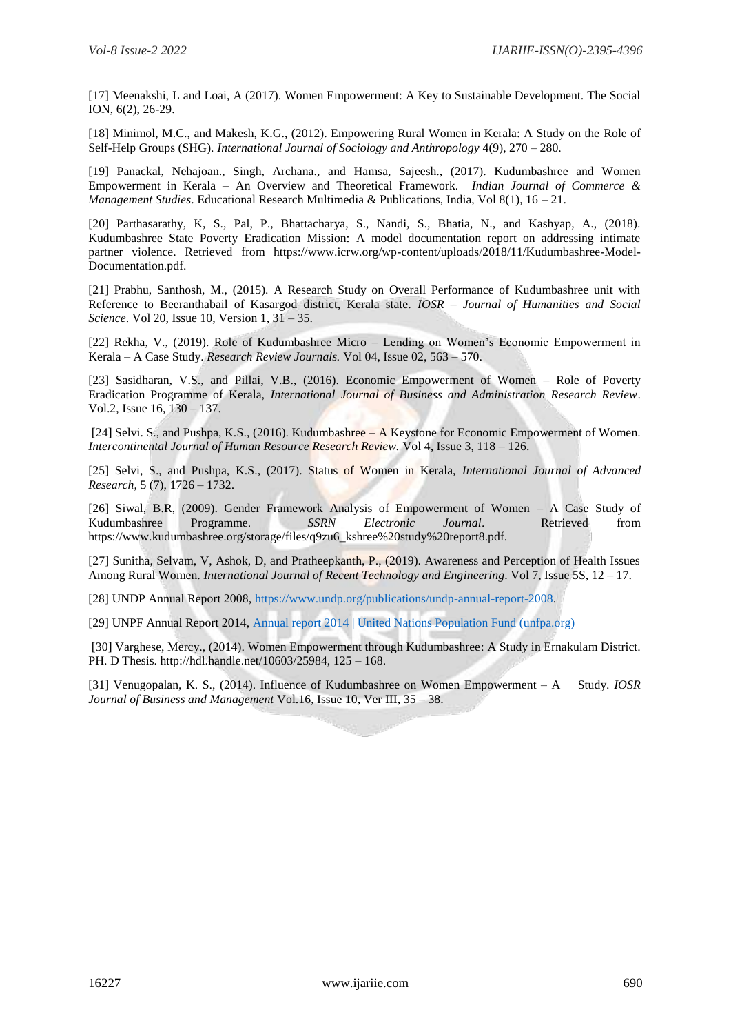[17] Meenakshi, L and Loai, A (2017). Women Empowerment: A Key to Sustainable Development. The Social ION, 6(2), 26-29.

[18] Minimol, M.C., and Makesh, K.G., (2012). Empowering Rural Women in Kerala: A Study on the Role of Self-Help Groups (SHG). *International Journal of Sociology and Anthropology* 4(9), 270 – 280.

[19] Panackal, Nehajoan., Singh, Archana., and Hamsa, Sajeesh., (2017). Kudumbashree and Women Empowerment in Kerala – An Overview and Theoretical Framework. *Indian Journal of Commerce & Management Studies*. Educational Research Multimedia & Publications, India, Vol 8(1), 16 – 21.

[20] Parthasarathy, K, S., Pal, P., Bhattacharya, S., Nandi, S., Bhatia, N., and Kashyap, A., (2018). Kudumbashree State Poverty Eradication Mission: A model documentation report on addressing intimate partner violence. Retrieved from https://www.icrw.org/wp-content/uploads/2018/11/Kudumbashree-Model-Documentation.pdf.

[21] Prabhu, Santhosh, M., (2015). A Research Study on Overall Performance of Kudumbashree unit with Reference to Beeranthabail of Kasargod district, Kerala state. *IOSR – Journal of Humanities and Social Science*. Vol 20, Issue 10, Version 1, 31 – 35.

[22] Rekha, V., (2019). Role of Kudumbashree Micro – Lending on Women's Economic Empowerment in Kerala – A Case Study. *Research Review Journals.* Vol 04, Issue 02, 563 – 570.

[23] Sasidharan, V.S., and Pillai, V.B., (2016). Economic Empowerment of Women – Role of Poverty Eradication Programme of Kerala, *International Journal of Business and Administration Research Review*. Vol.2, Issue 16, 130 – 137.

[24] Selvi. S., and Pushpa, K.S., (2016). Kudumbashree – A Keystone for Economic Empowerment of Women. *Intercontinental Journal of Human Resource Research Review.* Vol 4, Issue 3, 118 – 126.

[25] Selvi, S., and Pushpa, K.S., (2017). Status of Women in Kerala, *International Journal of Advanced Research*, 5 (7), 1726 – 1732.

[26] Siwal, B.R, (2009). Gender Framework Analysis of Empowerment of Women – A Case Study of Kudumbashree Programme. *SSRN Electronic Journal*. Retrieved from https://www.kudumbashree.org/storage/files/q9zu6_kshree%20study%20report8.pdf.

[27] Sunitha, Selvam, V, Ashok, D, and Pratheepkanth, P., (2019). Awareness and Perception of Health Issues Among Rural Women. *International Journal of Recent Technology and Engineering*. Vol 7, Issue 5S, 12 – 17.

[28] UNDP Annual Report 2008, https://www.undp.org/publications/undp-annual-report-2008.

[29] UNPF Annual Report 2014, Annual report 2014 | United Nations Population Fund (unfpa.org)

[30] Varghese, Mercy., (2014). Women Empowerment through Kudumbashree: A Study in Ernakulam District. PH. D Thesis. http://hdl.handle.net/10603/25984, 125 – 168.

[31] Venugopalan, K. S., (2014). Influence of Kudumbashree on Women Empowerment – A Study. *IOSR Journal of Business and Management* Vol.16, Issue 10, Ver III, 35 – 38.